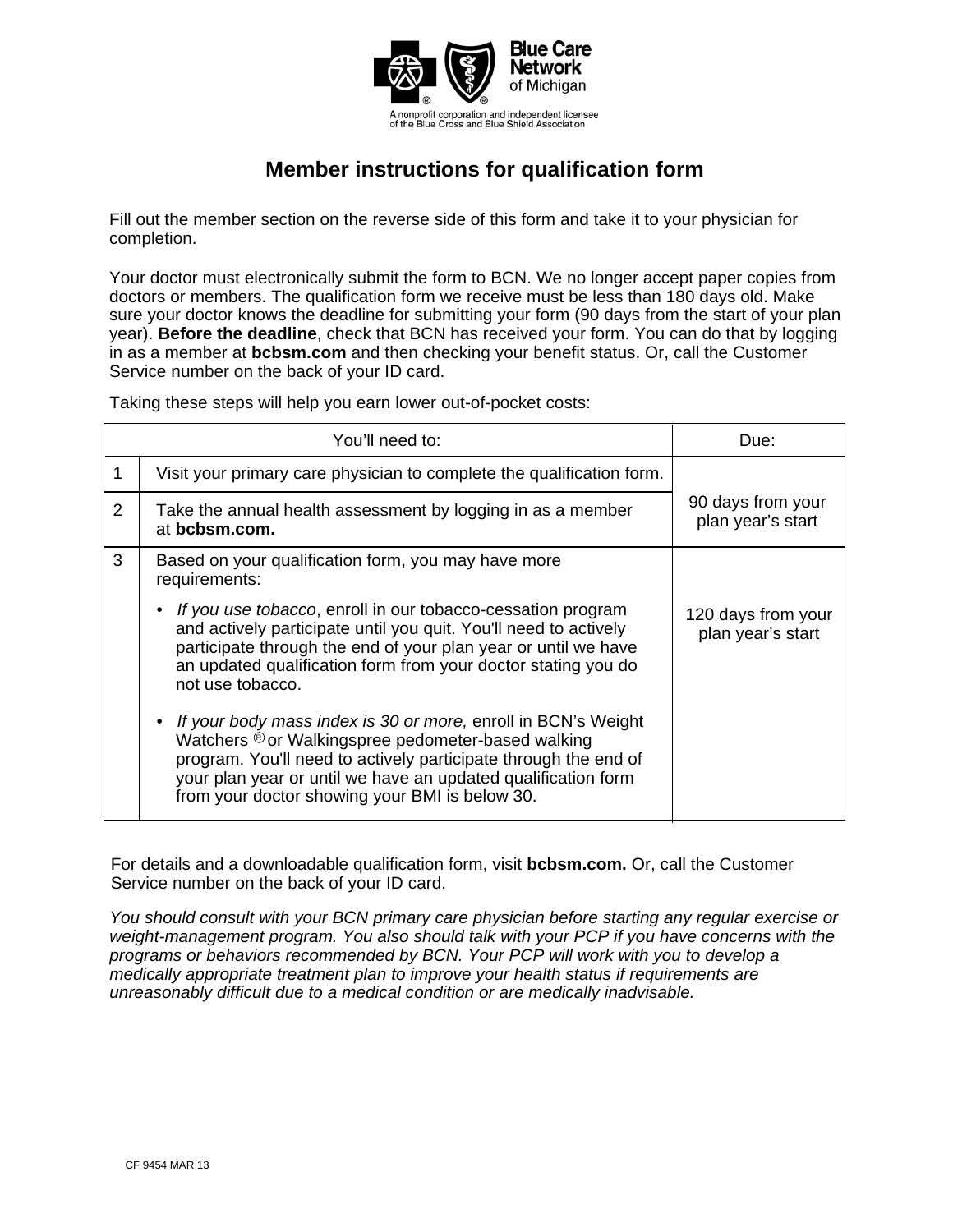Blue Care Network of Michigan

A nonprofit corporation and independent licensee of the Blue Cross and Blue Shield Association

# Member instructions for qualification form

Fill out the member section on the reverse side of this form and take it to your physician for completion.

Your doctor must electronically submit the form to BCN. We no longer accept paper copies from doctors or members. The qualification form we receive must be less than 180 days old. Make sure your doctor knows the deadline for submitting your form (90 days from the start of your plan year). **Before the deadline**, check that BCN has received your form. You can do that by logging in as a member at **bcbsm.com** and then checking your benefit status. Or, call the Customer Service number on the back of your ID card.

Taking these steps will help you earn lower out-of-pocket costs:

| | You'll need to: | Due: |
|---|---|---|
| 1 | Visit your primary care physician to complete the qualification form. | 90 days from your plan year's start |
| 2 | Take the annual health assessment by logging in as a member at **bcbsm.com.** | |
| 3 | Based on your qualification form, you may have more requirements:<br>• *If you use tobacco*, enroll in our tobacco-cessation program and actively participate until you quit. You'll need to actively participate through the end of your plan year or until we have an updated qualification form from your doctor stating you do not use tobacco.<br>• *If your body mass index is 30 or more,* enroll in BCN's Weight Watchers ® or Walkingspree pedometer-based walking program. You'll need to actively participate through the end of your plan year or until we have an updated qualification form from your doctor showing your BMI is below 30. | 120 days from your plan year's start |

For details and a downloadable qualification form, visit **bcbsm.com.** Or, call the Customer Service number on the back of your ID card.

*You should consult with your BCN primary care physician before starting any regular exercise or weight-management program. You also should talk with your PCP if you have concerns with the programs or behaviors recommended by BCN. Your PCP will work with you to develop a medically appropriate treatment plan to improve your health status if requirements are unreasonably difficult due to a medical condition or are medically inadvisable.*

CF 9454 MAR 13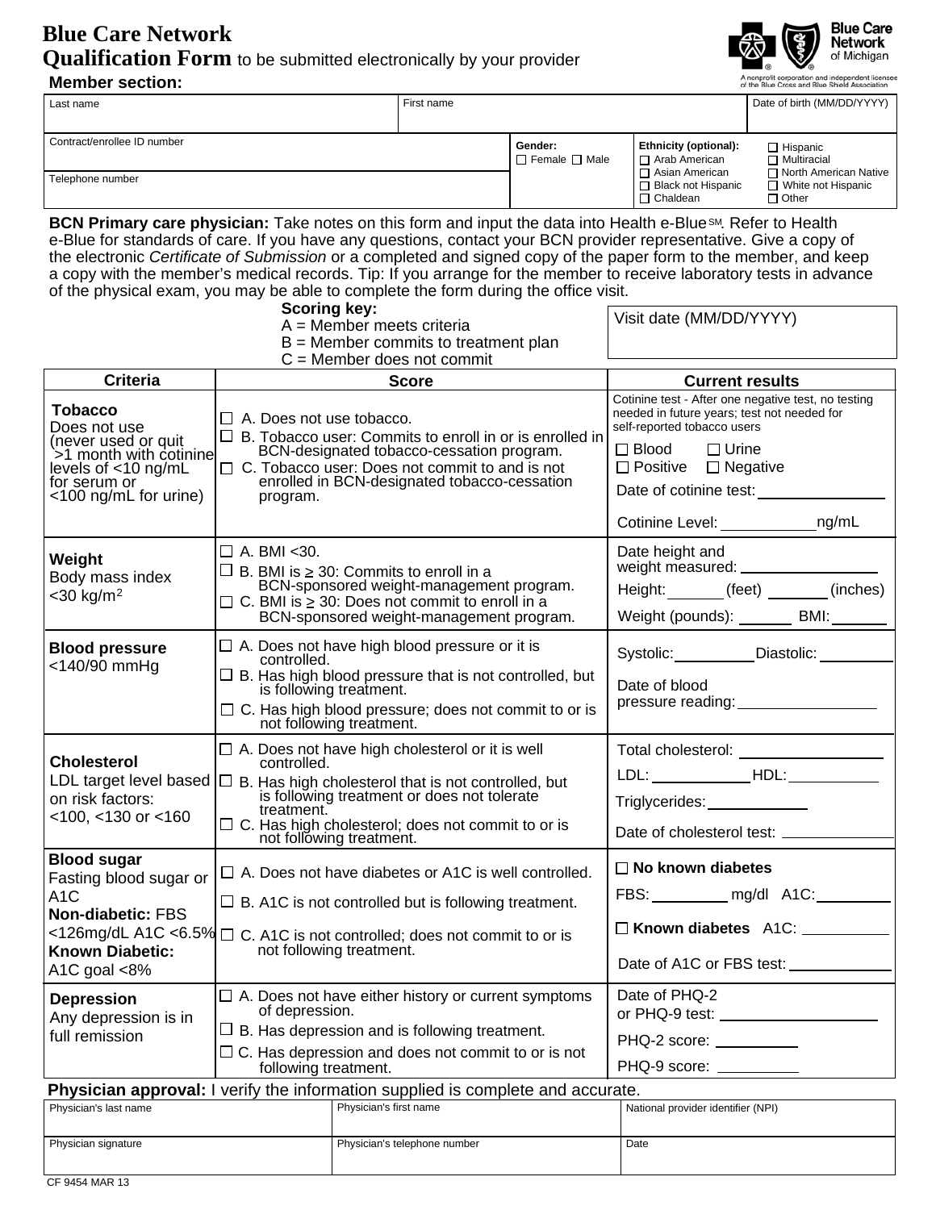# Blue Care Network

**Qualification Form** to be submitted electronically by your provider

**Member section:**

| Last name | First name | Date of birth (MM/DD/YYYY) |
|---|---|---|
| | | |

| Contract/enrollee ID number | Gender: ☐ Female ☐ Male | Ethnicity (optional): ☐ Arab American ☐ Asian American ☐ Black not Hispanic ☐ Chaldean ☐ Hispanic ☐ Multiracial ☐ North American Native ☐ White not Hispanic ☐ Other |
|---|---|---|
| Telephone number | | |

**BCN Primary care physician:** Take notes on this form and input the data into Health e-Blue SM. Refer to Health e-Blue for standards of care. If you have any questions, contact your BCN provider representative. Give a copy of the electronic *Certificate of Submission* or a completed and signed copy of the paper form to the member, and keep a copy with the member's medical records. Tip: If you arrange for the member to receive laboratory tests in advance of the physical exam, you may be able to complete the form during the office visit.

**Scoring key:**
A = Member meets criteria
B = Member commits to treatment plan
C = Member does not commit

Visit date (MM/DD/YYYY)

| Criteria | Score | Current results |
|---|---|---|
| **Tobacco** Does not use (never used or quit >1 month with cotinine levels of <10 ng/mL for serum or <100 ng/mL for urine) | ☐ A. Does not use tobacco. ☐ B. Tobacco user: Commits to enroll in or is enrolled in BCN-designated tobacco-cessation program. ☐ C. Tobacco user: Does not commit to and is not enrolled in BCN-designated tobacco-cessation program. | Cotinine test - After one negative test, no testing needed in future years; test not needed for self-reported tobacco users ☐ Blood ☐ Urine ☐ Positive ☐ Negative Date of cotinine test: \_\_\_\_\_\_ Cotinine Level: \_\_\_\_\_\_ ng/mL |
| **Weight** Body mass index <30 kg/m$^2$ | ☐ A. BMI <30. ☐ B. BMI is ≥ 30: Commits to enroll in a BCN-sponsored weight-management program. ☐ C. BMI is ≥ 30: Does not commit to enroll in a BCN-sponsored weight-management program. | Date height and weight measured: \_\_\_\_\_\_ Height: \_\_\_\_ (feet) \_\_\_\_ (inches) Weight (pounds): \_\_\_\_ BMI: \_\_\_\_ |
| **Blood pressure** <140/90 mmHg | ☐ A. Does not have high blood pressure or it is controlled. ☐ B. Has high blood pressure that is not controlled, but is following treatment. ☐ C. Has high blood pressure; does not commit to or is not following treatment. | Systolic: \_\_\_\_ Diastolic: \_\_\_\_ Date of blood pressure reading: \_\_\_\_\_\_ |
| **Cholesterol** LDL target level based on risk factors: <100, <130 or <160 | ☐ A. Does not have high cholesterol or it is well controlled. ☐ B. Has high cholesterol that is not controlled, but is following treatment or does not tolerate treatment. ☐ C. Has high cholesterol; does not commit to or is not following treatment. | Total cholesterol: \_\_\_\_\_\_ LDL: \_\_\_\_ HDL: \_\_\_\_ Triglycerides: \_\_\_\_ Date of cholesterol test: \_\_\_\_\_\_ |
| **Blood sugar** Fasting blood sugar or A1C **Non-diabetic:** FBS <126mg/dL A1C <6.5% **Known Diabetic:** A1C goal <8% | ☐ A. Does not have diabetes or A1C is well controlled. ☐ B. A1C is not controlled but is following treatment. ☐ C. A1C is not controlled; does not commit to or is not following treatment. | ☐ **No known diabetes** FBS: \_\_\_\_ mg/dl A1C: \_\_\_\_ ☐ **Known diabetes** A1C: \_\_\_\_ Date of A1C or FBS test: \_\_\_\_\_\_ |
| **Depression** Any depression is in full remission | ☐ A. Does not have either history or current symptoms of depression. ☐ B. Has depression and is following treatment. ☐ C. Has depression and does not commit to or is not following treatment. | Date of PHQ-2 or PHQ-9 test: \_\_\_\_\_\_ PHQ-2 score: \_\_\_\_ PHQ-9 score: \_\_\_\_ |

**Physician approval:** I verify the information supplied is complete and accurate.

| Physician's last name | Physician's first name | National provider identifier (NPI) |
|---|---|---|
| | | |
| **Physician signature** | **Physician's telephone number** | **Date** |
| | | |

CF 9454 MAR 13